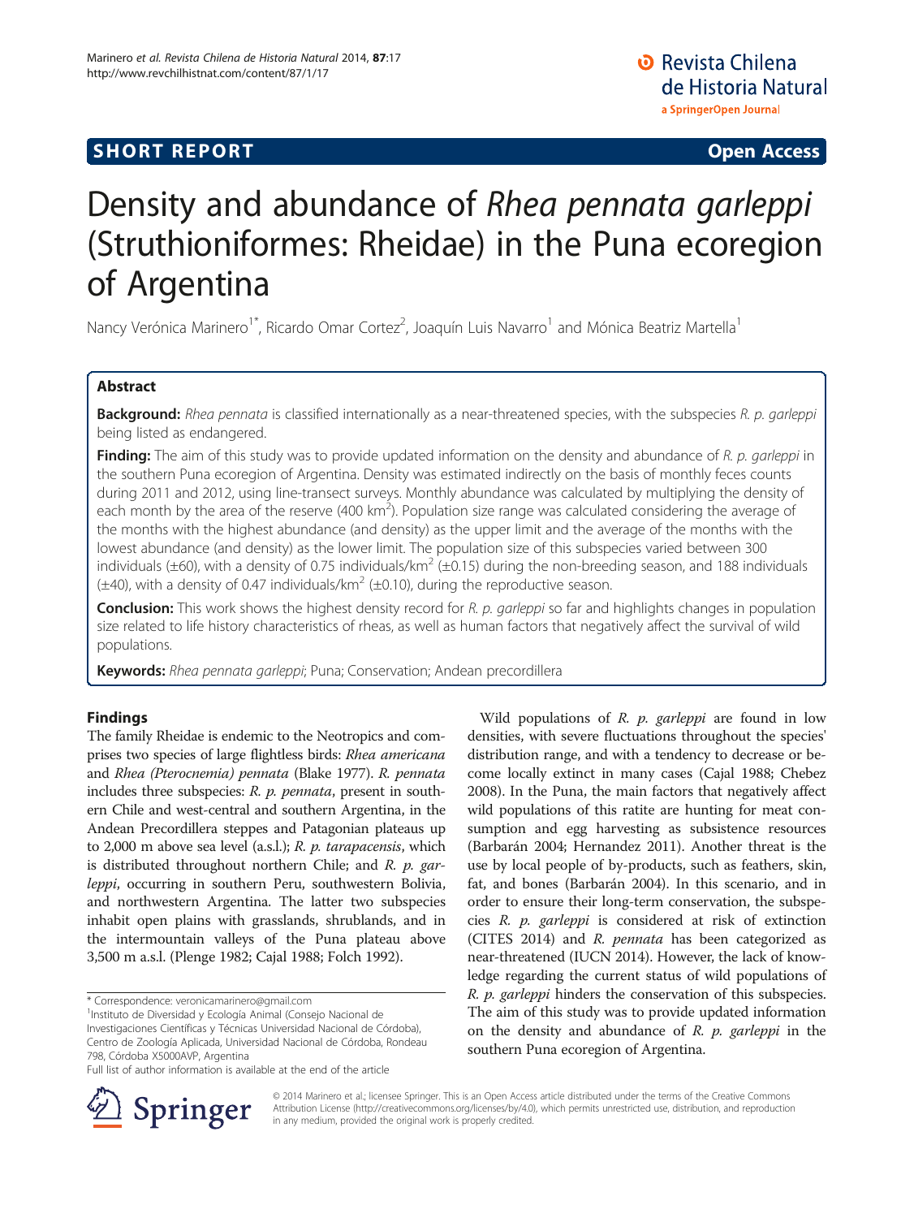**SHORT REPORT** **Open Access**

# Density and abundance of *Rhea pennata garleppi* (Struthioniformes: Rheidae) in the Puna ecoregion of Argentina

Nancy Verónica Marinero[1*], Ricardo Omar Cortez[2], Joaquín Luis Navarro[1] and Mónica Beatriz Martella[1]

## Abstract

**Background:** *Rhea pennata* is classified internationally as a near-threatened species, with the subspecies *R. p. garleppi* being listed as endangered.

**Finding:** The aim of this study was to provide updated information on the density and abundance of *R. p. garleppi* in the southern Puna ecoregion of Argentina. Density was estimated indirectly on the basis of monthly feces counts during 2011 and 2012, using line-transect surveys. Monthly abundance was calculated by multiplying the density of each month by the area of the reserve (400 km$^2$). Population size range was calculated considering the average of the months with the highest abundance (and density) as the upper limit and the average of the months with the lowest abundance (and density) as the lower limit. The population size of this subspecies varied between 300 individuals (±60), with a density of 0.75 individuals/km$^2$ (±0.15) during the non-breeding season, and 188 individuals (±40), with a density of 0.47 individuals/km$^2$ (±0.10), during the reproductive season.

**Conclusion:** This work shows the highest density record for *R. p. garleppi* so far and highlights changes in population size related to life history characteristics of rheas, as well as human factors that negatively affect the survival of wild populations.

**Keywords:** *Rhea pennata garleppi*; Puna; Conservation; Andean precordillera

## Findings

The family Rheidae is endemic to the Neotropics and comprises two species of large flightless birds: *Rhea americana* and *Rhea (Pterocnemia) pennata* (Blake 1977). *R. pennata* includes three subspecies: *R. p. pennata*, present in southern Chile and west-central and southern Argentina, in the Andean Precordillera steppes and Patagonian plateaus up to 2,000 m above sea level (a.s.l.); *R. p. tarapacensis*, which is distributed throughout northern Chile; and *R. p. garleppi*, occurring in southern Peru, southwestern Bolivia, and northwestern Argentina. The latter two subspecies inhabit open plains with grasslands, shrublands, and in the intermountain valleys of the Puna plateau above 3,500 m a.s.l. (Plenge 1982; Cajal 1988; Folch 1992).

Wild populations of *R. p. garleppi* are found in low densities, with severe fluctuations throughout the species' distribution range, and with a tendency to decrease or become locally extinct in many cases (Cajal 1988; Chebez 2008). In the Puna, the main factors that negatively affect wild populations of this ratite are hunting for meat consumption and egg harvesting as subsistence resources (Barbarán 2004; Hernandez 2011). Another threat is the use by local people of by-products, such as feathers, skin, fat, and bones (Barbarán 2004). In this scenario, and in order to ensure their long-term conservation, the subspecies *R. p. garleppi* is considered at risk of extinction (CITES 2014) and *R. pennata* has been categorized as near-threatened (IUCN 2014). However, the lack of knowledge regarding the current status of wild populations of *R. p. garleppi* hinders the conservation of this subspecies. The aim of this study was to provide updated information on the density and abundance of *R. p. garleppi* in the southern Puna ecoregion of Argentina.

\* Correspondence: veronicamarinero@gmail.com
[1]Instituto de Diversidad y Ecología Animal (Consejo Nacional de Investigaciones Científicas y Técnicas Universidad Nacional de Córdoba), Centro de Zoología Aplicada, Universidad Nacional de Córdoba, Rondeau 798, Córdoba X5000AVP, Argentina
Full list of author information is available at the end of the article

© 2014 Marinero et al.; licensee Springer. This is an Open Access article distributed under the terms of the Creative Commons Attribution License (http://creativecommons.org/licenses/by/4.0), which permits unrestricted use, distribution, and reproduction in any medium, provided the original work is properly credited.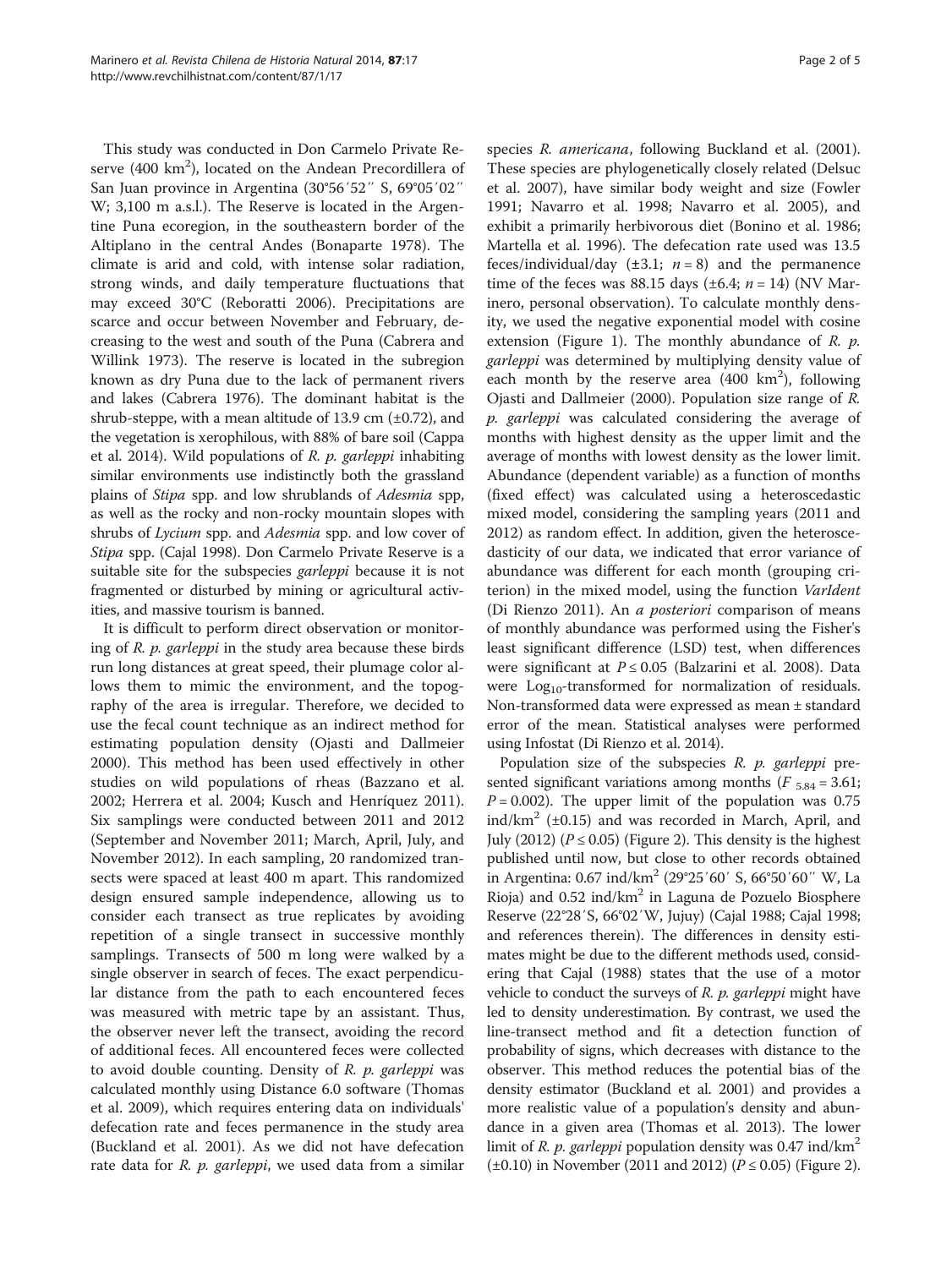This study was conducted in Don Carmelo Private Reserve (400 km$^2$), located on the Andean Precordillera of San Juan province in Argentina (30°56′52″ S, 69°05′02″ W; 3,100 m a.s.l.). The Reserve is located in the Argentine Puna ecoregion, in the southeastern border of the Altiplano in the central Andes (Bonaparte 1978). The climate is arid and cold, with intense solar radiation, strong winds, and daily temperature fluctuations that may exceed 30°C (Reboratti 2006). Precipitations are scarce and occur between November and February, decreasing to the west and south of the Puna (Cabrera and Willink 1973). The reserve is located in the subregion known as dry Puna due to the lack of permanent rivers and lakes (Cabrera 1976). The dominant habitat is the shrub-steppe, with a mean altitude of 13.9 cm (±0.72), and the vegetation is xerophilous, with 88% of bare soil (Cappa et al. 2014). Wild populations of *R. p. garleppi* inhabiting similar environments use indistinctly both the grassland plains of *Stipa* spp. and low shrublands of *Adesmia* spp, as well as the rocky and non-rocky mountain slopes with shrubs of *Lycium* spp. and *Adesmia* spp. and low cover of *Stipa* spp. (Cajal 1998). Don Carmelo Private Reserve is a suitable site for the subspecies *garleppi* because it is not fragmented or disturbed by mining or agricultural activities, and massive tourism is banned.

It is difficult to perform direct observation or monitoring of *R. p. garleppi* in the study area because these birds run long distances at great speed, their plumage color allows them to mimic the environment, and the topography of the area is irregular. Therefore, we decided to use the fecal count technique as an indirect method for estimating population density (Ojasti and Dallmeier 2000). This method has been used effectively in other studies on wild populations of rheas (Bazzano et al. 2002; Herrera et al. 2004; Kusch and Henríquez 2011). Six samplings were conducted between 2011 and 2012 (September and November 2011; March, April, July, and November 2012). In each sampling, 20 randomized transects were spaced at least 400 m apart. This randomized design ensured sample independence, allowing us to consider each transect as true replicates by avoiding repetition of a single transect in successive monthly samplings. Transects of 500 m long were walked by a single observer in search of feces. The exact perpendicular distance from the path to each encountered feces was measured with metric tape by an assistant. Thus, the observer never left the transect, avoiding the record of additional feces. All encountered feces were collected to avoid double counting. Density of *R. p. garleppi* was calculated monthly using Distance 6.0 software (Thomas et al. 2009), which requires entering data on individuals' defecation rate and feces permanence in the study area (Buckland et al. 2001). As we did not have defecation rate data for *R. p. garleppi*, we used data from a similar species *R. americana*, following Buckland et al. (2001). These species are phylogenetically closely related (Delsuc et al. 2007), have similar body weight and size (Fowler 1991; Navarro et al. 1998; Navarro et al. 2005), and exhibit a primarily herbivorous diet (Bonino et al. 1986; Martella et al. 1996). The defecation rate used was 13.5 feces/individual/day (±3.1; $n = 8$) and the permanence time of the feces was 88.15 days (±6.4; $n = 14$) (NV Marinero, personal observation). To calculate monthly density, we used the negative exponential model with cosine extension (Figure 1). The monthly abundance of *R. p. garleppi* was determined by multiplying density value of each month by the reserve area (400 km$^2$), following Ojasti and Dallmeier (2000). Population size range of *R. p. garleppi* was calculated considering the average of months with highest density as the upper limit and the average of months with lowest density as the lower limit. Abundance (dependent variable) as a function of months (fixed effect) was calculated using a heteroscedastic mixed model, considering the sampling years (2011 and 2012) as random effect. In addition, given the heteroscedasticity of our data, we indicated that error variance of abundance was different for each month (grouping criterion) in the mixed model, using the function *VarIdent* (Di Rienzo 2011). An *a posteriori* comparison of means of monthly abundance was performed using the Fisher's least significant difference (LSD) test, when differences were significant at $P \leq 0.05$ (Balzarini et al. 2008). Data were $\mathrm{Log}_{10}$-transformed for normalization of residuals. Non-transformed data were expressed as mean ± standard error of the mean. Statistical analyses were performed using Infostat (Di Rienzo et al. 2014).

Population size of the subspecies *R. p. garleppi* presented significant variations among months ($F_{5,84} = 3.61$; $P = 0.002$). The upper limit of the population was 0.75 ind/km$^2$ (±0.15) and was recorded in March, April, and July (2012) ($P \leq 0.05$) (Figure 2). This density is the highest published until now, but close to other records obtained in Argentina: 0.67 ind/km$^2$ (29°25′60′ S, 66°50′60″ W, La Rioja) and 0.52 ind/km$^2$ in Laguna de Pozuelo Biosphere Reserve (22°28′S, 66°02′W, Jujuy) (Cajal 1988; Cajal 1998; and references therein). The differences in density estimates might be due to the different methods used, considering that Cajal (1988) states that the use of a motor vehicle to conduct the surveys of *R. p. garleppi* might have led to density underestimation. By contrast, we used the line-transect method and fit a detection function of probability of signs, which decreases with distance to the observer. This method reduces the potential bias of the density estimator (Buckland et al. 2001) and provides a more realistic value of a population's density and abundance in a given area (Thomas et al. 2013). The lower limit of *R. p. garleppi* population density was 0.47 ind/km$^2$ (±0.10) in November (2011 and 2012) ($P \leq 0.05$) (Figure 2).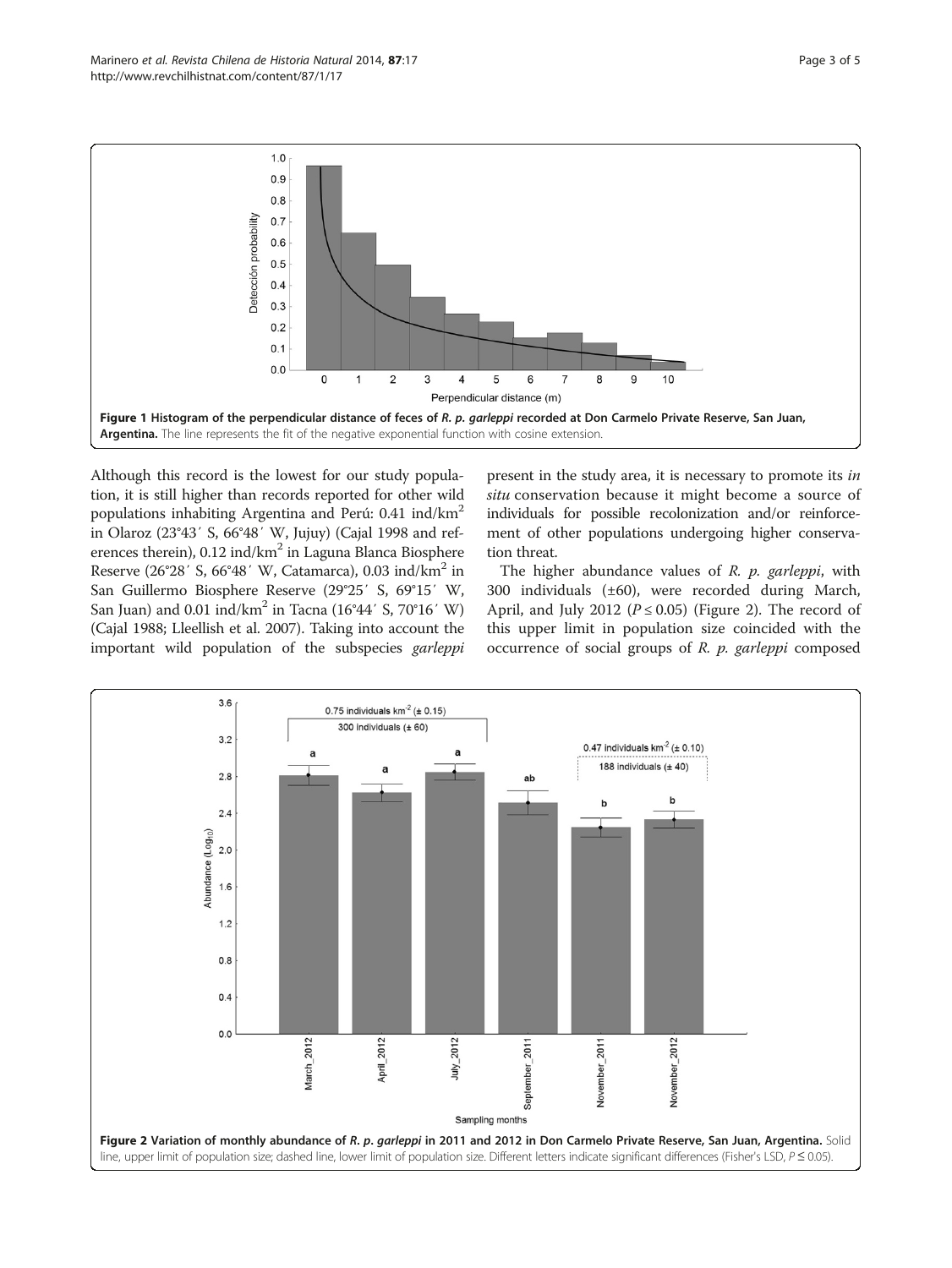Figure 1 Histogram of the perpendicular distance of feces of *R. p. garleppi* recorded at Don Carmelo Private Reserve, San Juan, Argentina. The line represents the fit of the negative exponential function with cosine extension.

Although this record is the lowest for our study population, it is still higher than records reported for other wild populations inhabiting Argentina and Perú: 0.41 ind/km$^2$ in Olaroz (23°43′ S, 66°48′ W, Jujuy) (Cajal 1998 and references therein), 0.12 ind/km$^2$ in Laguna Blanca Biosphere Reserve (26°28′ S, 66°48′ W, Catamarca), 0.03 ind/km$^2$ in San Guillermo Biosphere Reserve (29°25′ S, 69°15′ W, San Juan) and 0.01 ind/km$^2$ in Tacna (16°44′ S, 70°16′ W) (Cajal 1988; Lleellish et al. 2007). Taking into account the important wild population of the subspecies *garleppi* present in the study area, it is necessary to promote its *in situ* conservation because it might become a source of individuals for possible recolonization and/or reinforcement of other populations undergoing higher conservation threat.

The higher abundance values of *R. p. garleppi*, with 300 individuals (±60), were recorded during March, April, and July 2012 ($P \leq 0.05$) (Figure 2). The record of this upper limit in population size coincided with the occurrence of social groups of *R. p. garleppi* composed

Figure 2 Variation of monthly abundance of *R. p. garleppi* in 2011 and 2012 in Don Carmelo Private Reserve, San Juan, Argentina. Solid line, upper limit of population size; dashed line, lower limit of population size. Different letters indicate significant differences (Fisher's LSD, $P \leq 0.05$).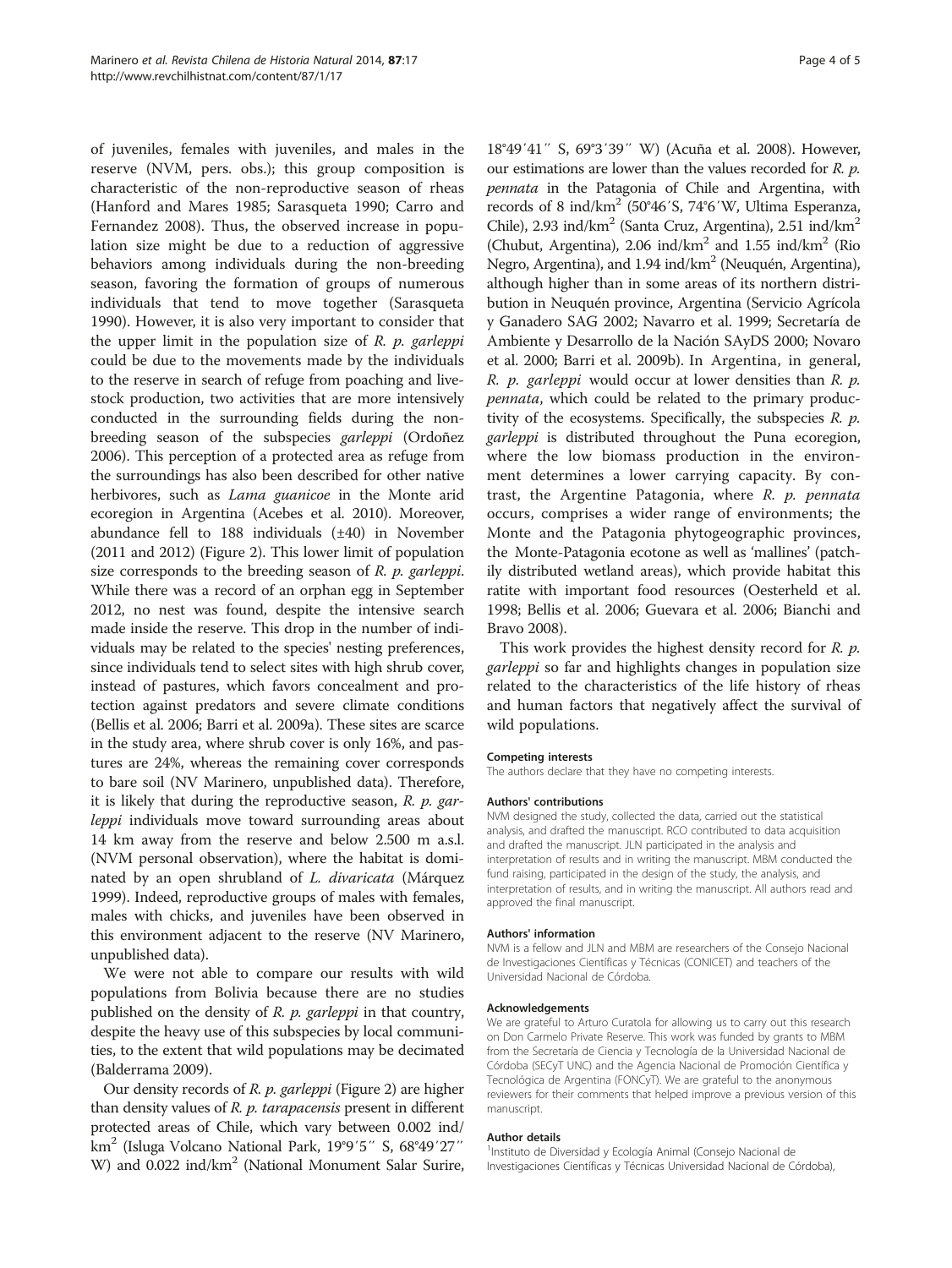of juveniles, females with juveniles, and males in the reserve (NVM, pers. obs.); this group composition is characteristic of the non-reproductive season of rheas (Hanford and Mares 1985; Sarasqueta 1990; Carro and Fernandez 2008). Thus, the observed increase in population size might be due to a reduction of aggressive behaviors among individuals during the non-breeding season, favoring the formation of groups of numerous individuals that tend to move together (Sarasqueta 1990). However, it is also very important to consider that the upper limit in the population size of *R. p. garleppi* could be due to the movements made by the individuals to the reserve in search of refuge from poaching and livestock production, two activities that are more intensively conducted in the surrounding fields during the non-breeding season of the subspecies *garleppi* (Ordoñez 2006). This perception of a protected area as refuge from the surroundings has also been described for other native herbivores, such as *Lama guanicoe* in the Monte arid ecoregion in Argentina (Acebes et al. 2010). Moreover, abundance fell to 188 individuals (±40) in November (2011 and 2012) (Figure 2). This lower limit of population size corresponds to the breeding season of *R. p. garleppi*. While there was a record of an orphan egg in September 2012, no nest was found, despite the intensive search made inside the reserve. This drop in the number of individuals may be related to the species' nesting preferences, since individuals tend to select sites with high shrub cover, instead of pastures, which favors concealment and protection against predators and severe climate conditions (Bellis et al. 2006; Barri et al. 2009a). These sites are scarce in the study area, where shrub cover is only 16%, and pastures are 24%, whereas the remaining cover corresponds to bare soil (NV Marinero, unpublished data). Therefore, it is likely that during the reproductive season, *R. p. garleppi* individuals move toward surrounding areas about 14 km away from the reserve and below 2.500 m a.s.l. (NVM personal observation), where the habitat is dominated by an open shrubland of *L. divaricata* (Márquez 1999). Indeed, reproductive groups of males with females, males with chicks, and juveniles have been observed in this environment adjacent to the reserve (NV Marinero, unpublished data).

We were not able to compare our results with wild populations from Bolivia because there are no studies published on the density of *R. p. garleppi* in that country, despite the heavy use of this subspecies by local communities, to the extent that wild populations may be decimated (Balderrama 2009).

Our density records of *R. p. garleppi* (Figure 2) are higher than density values of *R. p. tarapacensis* present in different protected areas of Chile, which vary between 0.002 ind/km$^2$ (Isluga Volcano National Park, 19°9′5″ S, 68°49′27″ W) and 0.022 ind/km$^2$ (National Monument Salar Surire, 18°49′41″ S, 69°3′39″ W) (Acuña et al. 2008). However, our estimations are lower than the values recorded for *R. p. pennata* in the Patagonia of Chile and Argentina, with records of 8 ind/km$^2$ (50°46′S, 74°6′W, Ultima Esperanza, Chile), 2.93 ind/km$^2$ (Santa Cruz, Argentina), 2.51 ind/km$^2$ (Chubut, Argentina), 2.06 ind/km$^2$ and 1.55 ind/km$^2$ (Rio Negro, Argentina), and 1.94 ind/km$^2$ (Neuquén, Argentina), although higher than in some areas of its northern distribution in Neuquén province, Argentina (Servicio Agrícola y Ganadero SAG 2002; Navarro et al. 1999; Secretaría de Ambiente y Desarrollo de la Nación SAyDS 2000; Novaro et al. 2000; Barri et al. 2009b). In Argentina, in general, *R. p. garleppi* would occur at lower densities than *R. p. pennata*, which could be related to the primary productivity of the ecosystems. Specifically, the subspecies *R. p. garleppi* is distributed throughout the Puna ecoregion, where the low biomass production in the environment determines a lower carrying capacity. By contrast, the Argentine Patagonia, where *R. p. pennata* occurs, comprises a wider range of environments; the Monte and the Patagonia phytogeographic provinces, the Monte-Patagonia ecotone as well as 'mallines' (patchily distributed wetland areas), which provide habitat this ratite with important food resources (Oesterheld et al. 1998; Bellis et al. 2006; Guevara et al. 2006; Bianchi and Bravo 2008).

This work provides the highest density record for *R. p. garleppi* so far and highlights changes in population size related to the characteristics of the life history of rheas and human factors that negatively affect the survival of wild populations.

#### Competing interests

The authors declare that they have no competing interests.

#### Authors' contributions

NVM designed the study, collected the data, carried out the statistical analysis, and drafted the manuscript. RCO contributed to data acquisition and drafted the manuscript. JLN participated in the analysis and interpretation of results and in writing the manuscript. MBM conducted the fund raising, participated in the design of the study, the analysis, and interpretation of results, and in writing the manuscript. All authors read and approved the final manuscript.

#### Authors' information

NVM is a fellow and JLN and MBM are researchers of the Consejo Nacional de Investigaciones Científicas y Técnicas (CONICET) and teachers of the Universidad Nacional de Córdoba.

#### Acknowledgements

We are grateful to Arturo Curatola for allowing us to carry out this research on Don Carmelo Private Reserve. This work was funded by grants to MBM from the Secretaría de Ciencia y Tecnología de la Universidad Nacional de Córdoba (SECyT UNC) and the Agencia Nacional de Promoción Científica y Tecnológica de Argentina (FONCyT). We are grateful to the anonymous reviewers for their comments that helped improve a previous version of this manuscript.

#### Author details

[1]Instituto de Diversidad y Ecología Animal (Consejo Nacional de Investigaciones Científicas y Técnicas Universidad Nacional de Córdoba),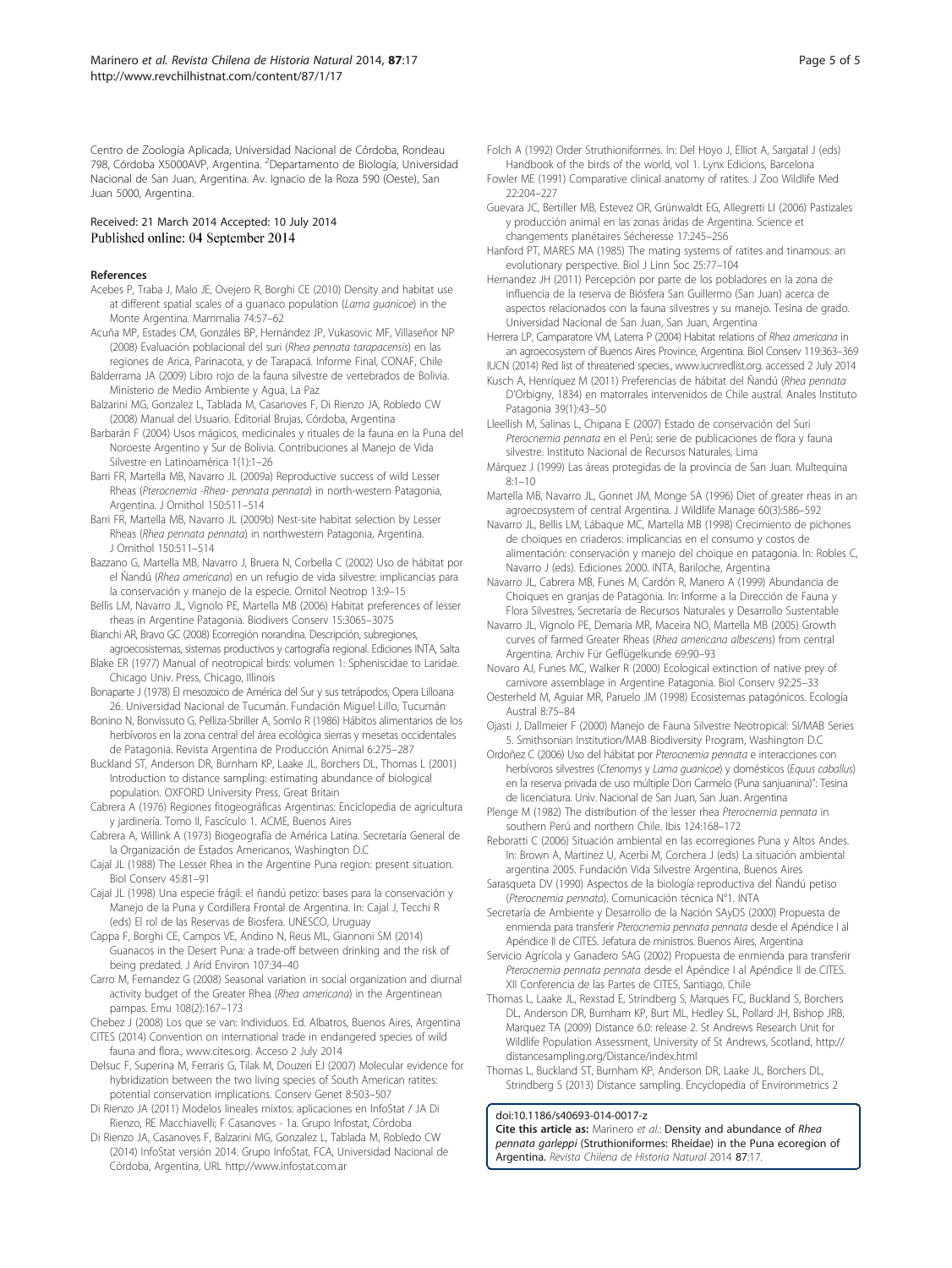Centro de Zoología Aplicada, Universidad Nacional de Córdoba, Rondeau 798, Córdoba X5000AVP, Argentina. [2]Departamento de Biología, Universidad Nacional de San Juan, Argentina. Av. Ignacio de la Roza 590 (Oeste), San Juan 5000, Argentina.

Received: 21 March 2014 Accepted: 10 July 2014
Published online: 04 September 2014

## References

- Acebes P, Traba J, Malo JE, Ovejero R, Borghi CE (2010) Density and habitat use at different spatial scales of a guanaco population (*Lama guanicoe*) in the Monte Argentina. Mammalia 74:57–62
- Acuña MP, Estades CM, Gonzáles BP, Hernández JP, Vukasovic MF, Villaseñor NP (2008) Evaluación poblacional del suri (*Rhea pennata tarapacensis*) en las regiones de Arica, Parinacota, y de Tarapacá. Informe Final, CONAF, Chile
- Balderrama JA (2009) Libro rojo de la fauna silvestre de vertebrados de Bolivia. Ministerio de Medio Ambiente y Agua, La Paz
- Balzarini MG, Gonzalez L, Tablada M, Casanoves F, Di Rienzo JA, Robledo CW (2008) Manual del Usuario. Editorial Brujas, Córdoba, Argentina
- Barbarán F (2004) Usos mágicos, medicinales y rituales de la fauna en la Puna del Noroeste Argentino y Sur de Bolivia. Contribuciones al Manejo de Vida Silvestre en Latinoamérica 1(1):1–26
- Barri FR, Martella MB, Navarro JL (2009a) Reproductive success of wild Lesser Rheas (*Pterocnemia -Rhea- pennata pennata*) in north-western Patagonia, Argentina. J Ornithol 150:511–514
- Barri FR, Martella MB, Navarro JL (2009b) Nest-site habitat selection by Lesser Rheas (*Rhea pennata pennata*) in northwestern Patagonia, Argentina. J Ornithol 150:511–514
- Bazzano G, Martella MB, Navarro J, Bruera N, Corbella C (2002) Uso de hábitat por el Ñandú (*Rhea americana*) en un refugio de vida silvestre: implicancias para la conservación y manejo de la especie. Ornitol Neotrop 13:9–15
- Bellis LM, Navarro JL, Vignolo PE, Martella MB (2006) Habitat preferences of lesser rheas in Argentine Patagonia. Biodivers Conserv 15:3065–3075
- Bianchi AR, Bravo GC (2008) Ecorregión norandina. Descripción, subregiones, agroecosistemas, sistemas productivos y cartografía regional. Ediciones INTA, Salta
- Blake ER (1977) Manual of neotropical birds: volumen 1: Spheniscidae to Laridae. Chicago Univ. Press, Chicago, Illinois
- Bonaparte J (1978) El mesozoico de América del Sur y sus tetrápodos, Opera Lilloana 26. Universidad Nacional de Tucumán. Fundación Miguel Lillo, Tucumán
- Bonino N, Bonvissuto G, Pelliza-Sbriller A, Somlo R (1986) Hábitos alimentarios de los herbívoros en la zona central del área ecológica sierras y mesetas occidentales de Patagonia. Revista Argentina de Producción Animal 6:275–287
- Buckland ST, Anderson DR, Burnham KP, Laake JL, Borchers DL, Thomas L (2001) Introduction to distance sampling: estimating abundance of biological population. OXFORD University Press, Great Britain
- Cabrera A (1976) Regiones fitogeográficas Argentinas: Enciclopedia de agricultura y jardinería. Tomo II, Fascículo 1. ACME, Buenos Aires
- Cabrera A, Willink A (1973) Biogeografía de América Latina. Secretaría General de la Organización de Estados Americanos, Washington D.C
- Cajal JL (1988) The Lesser Rhea in the Argentine Puna region: present situation. Biol Conserv 45:81–91
- Cajal JL (1998) Una especie frágil: el ñandú petizo: bases para la conservación y Manejo de la Puna y Cordillera Frontal de Argentina. In: Cajal J, Tecchi R (eds) El rol de las Reservas de Biosfera. UNESCO, Uruguay
- Cappa F, Borghi CE, Campos VE, Andino N, Reus ML, Giannoni SM (2014) Guanacos in the Desert Puna: a trade-off between drinking and the risk of being predated. J Arid Environ 107:34–40
- Carro M, Fernandez G (2008) Seasonal variation in social organization and diurnal activity budget of the Greater Rhea (*Rhea americana*) in the Argentinean pampas. Emu 108(2):167–173
- Chebez J (2008) Los que se van: Individuos. Ed. Albatros, Buenos Aires, Argentina
- CITES (2014) Convention on international trade in endangered species of wild fauna and flora., www.cites.org. Acceso 2 July 2014
- Delsuc F, Superina M, Ferraris G, Tilak M, Douzeri EJ (2007) Molecular evidence for hybridization between the two living species of South American ratites: potential conservation implications. Conserv Genet 8:503–507
- Di Rienzo JA (2011) Modelos lineales mixtos: aplicaciones en InfoStat / JA Di Rienzo, RE Macchiavelli; F Casanoves - 1a. Grupo Infostat, Córdoba
- Di Rienzo JA, Casanoves F, Balzarini MG, Gonzalez L, Tablada M, Robledo CW (2014) InfoStat versión 2014. Grupo InfoStat, FCA, Universidad Nacional de Córdoba, Argentina, URL http://www.infostat.com.ar
- Folch A (1992) Order Struthioniformes. In: Del Hoyo J, Elliot A, Sargatal J (eds) Handbook of the birds of the world, vol 1. Lynx Edicions, Barcelona
- Fowler ME (1991) Comparative clinical anatomy of ratites. J Zoo Wildlife Med 22:204–227
- Guevara JC, Bertiller MB, Estevez OR, Grünwaldt EG, Allegretti LI (2006) Pastizales y producción animal en las zonas áridas de Argentina. Science et changements planétaires Sécheresse 17:245–256
- Hanford PT, MARES MA (1985) The mating systems of ratites and tinamous: an evolutionary perspective. Biol J Linn Soc 25:77–104
- Hernandez JH (2011) Percepción por parte de los pobladores en la zona de influencia de la reserva de Biósfera San Guillermo (San Juan) acerca de aspectos relacionados con la fauna silvestres y su manejo. Tesina de grado. Universidad Nacional de San Juan, San Juan, Argentina
- Herrera LP, Camparatore VM, Laterra P (2004) Habitat relations of *Rhea americana* in an agroecosystem of Buenos Aires Province, Argentina. Biol Conserv 119:363–369
- IUCN (2014) Red list of threatened species., www.iucnredlist.org. accessed 2 July 2014
- Kusch A, Henríquez M (2011) Preferencias de hábitat del Ñandú (*Rhea pennata* D'Orbigny, 1834) en matorrales intervenidos de Chile austral. Anales Instituto Patagonia 39(1):43–50
- Lleellish M, Salinas L, Chipana E (2007) Estado de conservación del Suri *Pterocnemia pennata* en el Perú: serie de publicaciones de flora y fauna silvestre. Instituto Nacional de Recursos Naturales, Lima
- Márquez J (1999) Las áreas protegidas de la provincia de San Juan. Multequina 8:1–10
- Martella MB, Navarro JL, Gonnet JM, Monge SA (1996) Diet of greater rheas in an agroecosystem of central Argentina. J Wildlife Manage 60(3):586–592
- Navarro JL, Bellis LM, Lábaque MC, Martella MB (1998) Crecimiento de pichones de choiques en criaderos: implicancias en el consumo y costos de alimentación: conservación y manejo del choique en patagonia. In: Robles C, Navarro J (eds). Ediciones 2000. INTA, Bariloche, Argentina
- Navarro JL, Cabrera MB, Funes M, Cardón R, Manero A (1999) Abundancia de Choiques en granjas de Patagonia. In: Informe a la Dirección de Fauna y Flora Silvestres, Secretaría de Recursos Naturales y Desarrollo Sustentable
- Navarro JL, Vignolo PE, Demaria MR, Maceira NO, Martella MB (2005) Growth curves of farmed Greater Rheas (*Rhea americana albescens*) from central Argentina. Archiv Für Geflügelkunde 69:90–93
- Novaro AJ, Funes MC, Walker R (2000) Ecological extinction of native prey of carnivore assemblage in Argentine Patagonia. Biol Conserv 92:25–33
- Oesterheld M, Aguiar MR, Paruelo JM (1998) Ecosistemas patagónicos. Ecología Austral 8:75–84
- Ojasti J, Dallmeier F (2000) Manejo de Fauna Silvestre Neotropical: SI/MAB Series 5. Smithsonian Institution/MAB Biodiversity Program, Washington D.C
- Ordoñez C (2006) Uso del hábitat por *Pterocnemia pennata* e interacciones con herbívoros silvestres (*Ctenomys* y *Lama guanicoe*) y domésticos (*Equus caballus*) en la reserva privada de uso múltiple Don Carmelo (Puna sanjuanina)". Tesina de licenciatura. Univ. Nacional de San Juan, San Juan. Argentina
- Plenge M (1982) The distribution of the lesser rhea *Pterocnemia pennata* in southern Perú and northern Chile. Ibis 124:168–172
- Reboratti C (2006) Situación ambiental en las ecorregiones Puna y Altos Andes. In: Brown A, Martinez U, Acerbi M, Corchera J (eds) La situación ambiental argentina 2005. Fundación Vida Silvestre Argentina, Buenos Aires
- Sarasqueta DV (1990) Aspectos de la biología reproductiva del Ñandú petiso (*Pterocnemia pennata*). Comunicación técnica N°1. INTA
- Secretaría de Ambiente y Desarrollo de la Nación SAyDS (2000) Propuesta de enmienda para transferir *Pterocnemia pennata pennata* desde el Apéndice I al Apéndice II de CITES. Jefatura de ministros. Buenos Aires, Argentina
- Servicio Agrícola y Ganadero SAG (2002) Propuesta de enmienda para transferir *Pterocnemia pennata pennata* desde el Apéndice I al Apéndice II de CITES. XII Conferencia de las Partes de CITES, Santiago, Chile
- Thomas L, Laake JL, Rexstad E, Strindberg S, Marques FC, Buckland S, Borchers DL, Anderson DR, Burnham KP, Burt ML, Hedley SL, Pollard JH, Bishop JRB, Marquez TA (2009) Distance 6.0: release 2. St Andrews Research Unit for Wildlife Population Assessment, University of St Andrews, Scotland, http://distancesampling.org/Distance/index.html
- Thomas L, Buckland ST, Burnham KP, Anderson DR, Laake JL, Borchers DL, Strindberg S (2013) Distance sampling. Encyclopedia of Environmetrics 2

doi:10.1186/s40693-014-0017-z

**Cite this article as:** Marinero *et al.*: Density and abundance of *Rhea pennata garleppi* (Struthioniformes: Rheidae) in the Puna ecoregion of Argentina. *Revista Chilena de Historia Natural* 2014 **87**:17.